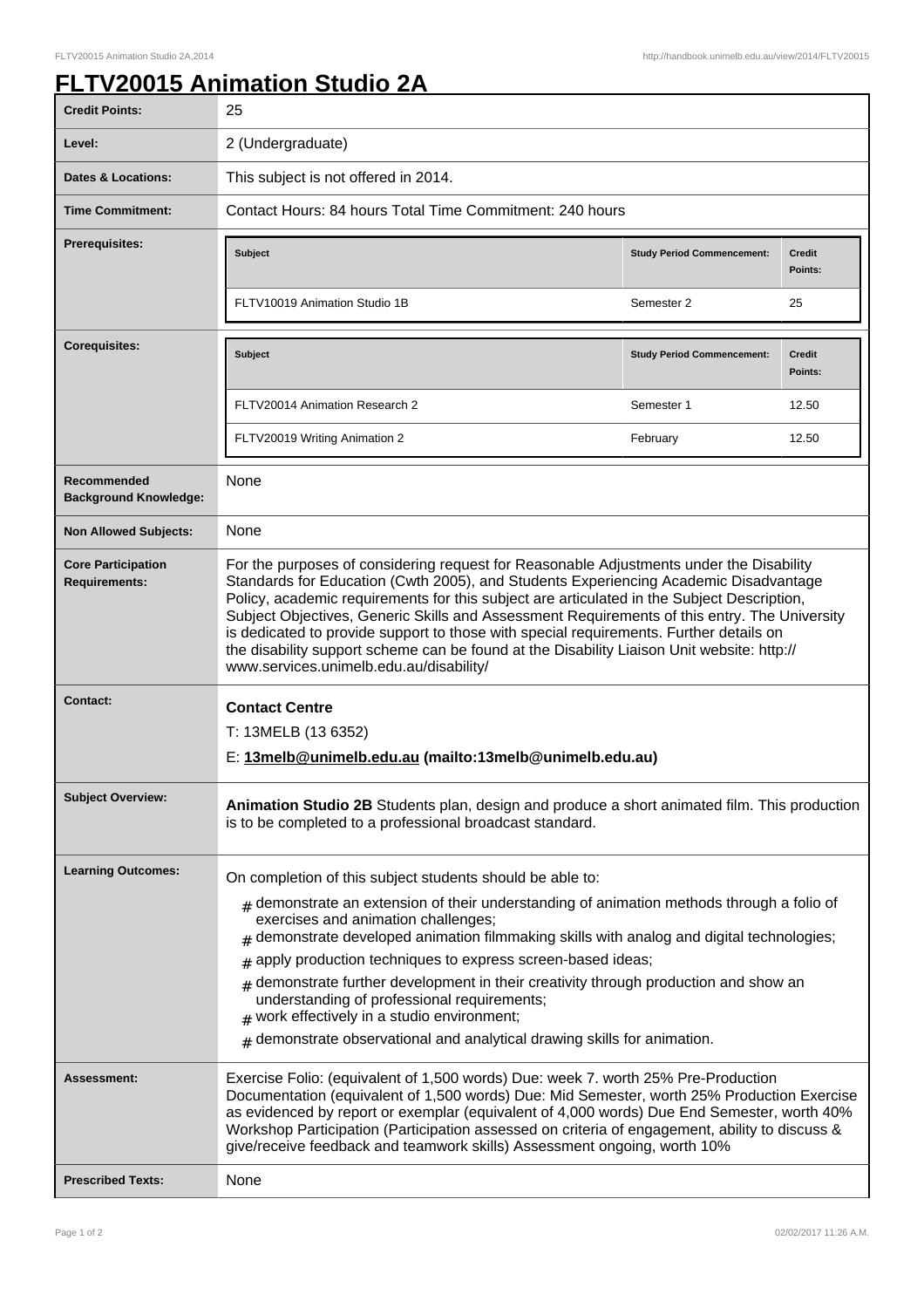# FLTV20015 Animation Studio 2A

| | |
|---|---|
| **Credit Points:** | 25 |
| **Level:** | 2 (Undergraduate) |
| **Dates & Locations:** | This subject is not offered in 2014. |
| **Time Commitment:** | Contact Hours: 84 hours Total Time Commitment: 240 hours |
| **Prerequisites:** | **Subject** / **Study Period Commencement:** / **Credit Points:**<br>FLTV10019 Animation Studio 1B / Semester 2 / 25 |
| **Corequisites:** | **Subject** / **Study Period Commencement:** / **Credit Points:**<br>FLTV20014 Animation Research 2 / Semester 1 / 12.50<br>FLTV20019 Writing Animation 2 / February / 12.50 |
| **Recommended Background Knowledge:** | None |
| **Non Allowed Subjects:** | None |
| **Core Participation Requirements:** | For the purposes of considering request for Reasonable Adjustments under the Disability Standards for Education (Cwth 2005), and Students Experiencing Academic Disadvantage Policy, academic requirements for this subject are articulated in the Subject Description, Subject Objectives, Generic Skills and Assessment Requirements of this entry. The University is dedicated to provide support to those with special requirements. Further details on the disability support scheme can be found at the Disability Liaison Unit website: http://www.services.unimelb.edu.au/disability/ |
| **Contact:** | **Contact Centre**<br>T: 13MELB (13 6352)<br>E: **13melb@unimelb.edu.au (mailto:13melb@unimelb.edu.au)** |
| **Subject Overview:** | **Animation Studio 2B** Students plan, design and produce a short animated film. This production is to be completed to a professional broadcast standard. |
| **Learning Outcomes:** | On completion of this subject students should be able to:<br># demonstrate an extension of their understanding of animation methods through a folio of exercises and animation challenges;<br># demonstrate developed animation filmmaking skills with analog and digital technologies;<br># apply production techniques to express screen-based ideas;<br># demonstrate further development in their creativity through production and show an understanding of professional requirements;<br># work effectively in a studio environment;<br># demonstrate observational and analytical drawing skills for animation. |
| **Assessment:** | Exercise Folio: (equivalent of 1,500 words) Due: week 7. worth 25% Pre-Production Documentation (equivalent of 1,500 words) Due: Mid Semester, worth 25% Production Exercise as evidenced by report or exemplar (equivalent of 4,000 words) Due End Semester, worth 40% Workshop Participation (Participation assessed on criteria of engagement, ability to discuss & give/receive feedback and teamwork skills) Assessment ongoing, worth 10% |
| **Prescribed Texts:** | None |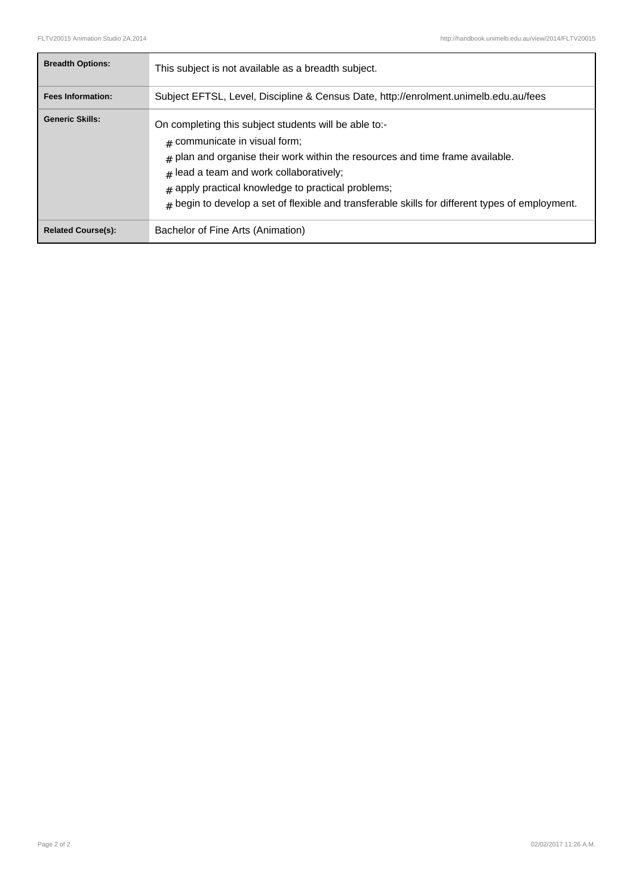| | |
|---|---|
| **Breadth Options:** | This subject is not available as a breadth subject. |
| **Fees Information:** | Subject EFTSL, Level, Discipline & Census Date, http://enrolment.unimelb.edu.au/fees |
| **Generic Skills:** | On completing this subject students will be able to:- <br> # communicate in visual form; <br> # plan and organise their work within the resources and time frame available. <br> # lead a team and work collaboratively; <br> # apply practical knowledge to practical problems; <br> # begin to develop a set of flexible and transferable skills for different types of employment. |
| **Related Course(s):** | Bachelor of Fine Arts (Animation) |